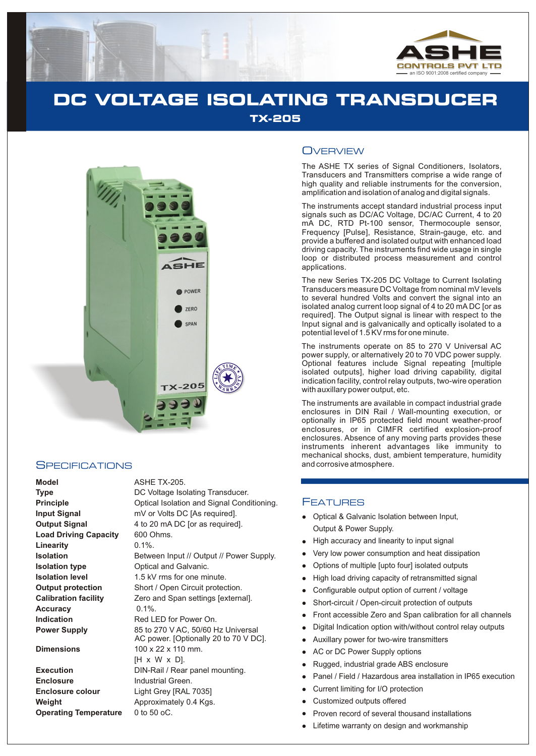ASHE

CONTROLS PVT LTD

an ISO 9001:2008 certified company

# DC VOLTAGE ISOLATING TRANSDUCER

## TX-205

## OVERVIEW

The ASHE TX series of Signal Conditioners, Isolators, Transducers and Transmitters comprise a wide range of high quality and reliable instruments for the conversion, amplification and isolation of analog and digital signals.

The instruments accept standard industrial process input signals such as DC/AC Voltage, DC/AC Current, 4 to 20 mA DC, RTD Pt-100 sensor, Thermocouple sensor, Frequency [Pulse], Resistance, Strain-gauge, etc. and provide a buffered and isolated output with enhanced load driving capacity. The instruments find wide usage in single loop or distributed process measurement and control applications.

The new Series TX-205 DC Voltage to Current Isolating Transducers measure DC Voltage from nominal mV levels to several hundred Volts and convert the signal into an isolated analog current loop signal of 4 to 20 mA DC [or as required]. The Output signal is linear with respect to the Input signal and is galvanically and optically isolated to a potential level of 1.5 KV rms for one minute.

The instruments operate on 85 to 270 V Universal AC power supply, or alternatively 20 to 70 VDC power supply. Optional features include Signal repeating [multiple isolated outputs], higher load driving capability, digital indication facility, control relay outputs, two-wire operation with auxillary power output, etc.

The instruments are available in compact industrial grade enclosures in DIN Rail / Wall-mounting execution, or optionally in IP65 protected field mount weather-proof enclosures, or in CIMFR certified explosion-proof enclosures. Absence of any moving parts provides these instruments inherent advantages like immunity to mechanical shocks, dust, ambient temperature, humidity and corrosive atmosphere.

## SPECIFICATIONS

| | |
|---|---|
| **Model** | ASHE TX-205. |
| **Type** | DC Voltage Isolating Transducer. |
| **Principle** | Optical Isolation and Signal Conditioning. |
| **Input Signal** | mV or Volts DC [As required]. |
| **Output Signal** | 4 to 20 mA DC [or as required]. |
| **Load Driving Capacity** | 600 Ohms. |
| **Linearity** | 0.1%. |
| **Isolation** | Between Input // Output // Power Supply. |
| **Isolation type** | Optical and Galvanic. |
| **Isolation level** | 1.5 kV rms for one minute. |
| **Output protection** | Short / Open Circuit protection. |
| **Calibration facility** | Zero and Span settings [external]. |
| **Accuracy** | 0.1%. |
| **Indication** | Red LED for Power On. |
| **Power Supply** | 85 to 270 V AC, 50/60 Hz Universal AC power. [Optionally 20 to 70 V DC]. |
| **Dimensions** | 100 x 22 x 110 mm. [H x W x D]. |
| **Execution** | DIN-Rail / Rear panel mounting. |
| **Enclosure** | Industrial Green. |
| **Enclosure colour** | Light Grey [RAL 7035] |
| **Weight** | Approximately 0.4 Kgs. |
| **Operating Temperature** | 0 to 50 oC. |

## FEATURES

- Optical & Galvanic Isolation between Input, Output & Power Supply.
- High accuracy and linearity to input signal
- Very low power consumption and heat dissipation
- Options of multiple [upto four] isolated outputs
- High load driving capacity of retransmitted signal
- Configurable output option of current / voltage
- Short-circuit / Open-circuit protection of outputs
- Front accessible Zero and Span calibration for all channels
- Digital Indication option with/without control relay outputs
- Auxillary power for two-wire transmitters
- AC or DC Power Supply options
- Rugged, industrial grade ABS enclosure
- Panel / Field / Hazardous area installation in IP65 execution
- Current limiting for I/O protection
- Customized outputs offered
- Proven record of several thousand installations
- Lifetime warranty on design and workmanship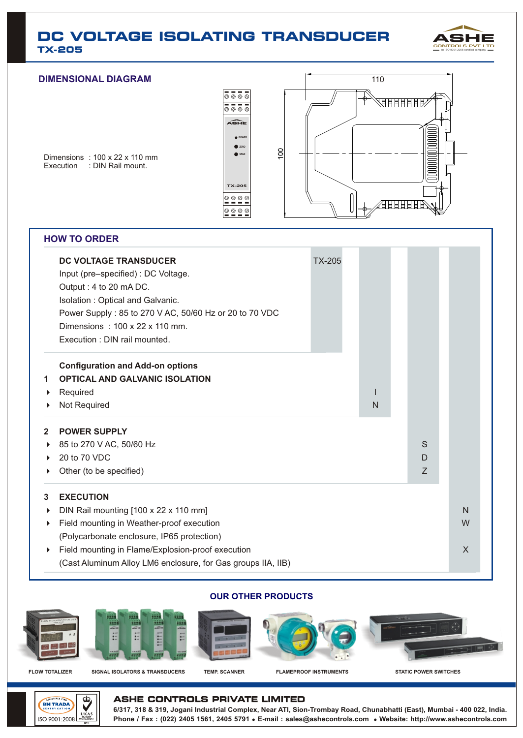# DC VOLTAGE ISOLATING TRANSDUCER
## TX-205

### DIMENSIONAL DIAGRAM

Dimensions : 100 x 22 x 110 mm
Execution : DIN Rail mount.

110

100

### HOW TO ORDER

| | | TX-205 | | | |
|---|---|---|---|---|---|
| | **DC VOLTAGE TRANSDUCER** | TX-205 | | | |
| | Input (pre–specified) : DC Voltage. | | | | |
| | Output : 4 to 20 mA DC. | | | | |
| | Isolation : Optical and Galvanic. | | | | |
| | Power Supply : 85 to 270 V AC, 50/60 Hz or 20 to 70 VDC | | | | |
| | Dimensions : 100 x 22 x 110 mm. | | | | |
| | Execution : DIN rail mounted. | | | | |
| | **Configuration and Add-on options** | | | | |
| 1 | **OPTICAL AND GALVANIC ISOLATION** | | | | |
| ▸ | Required | | I | | |
| ▸ | Not Required | | N | | |
| 2 | **POWER SUPPLY** | | | | |
| ▸ | 85 to 270 V AC, 50/60 Hz | | | S | |
| ▸ | 20 to 70 VDC | | | D | |
| ▸ | Other (to be specified) | | | Z | |
| 3 | **EXECUTION** | | | | |
| ▸ | DIN Rail mounting [100 x 22 x 110 mm] | | | | N |
| ▸ | Field mounting in Weather-proof execution (Polycarbonate enclosure, IP65 protection) | | | | W |
| ▸ | Field mounting in Flame/Explosion-proof execution (Cast Aluminum Alloy LM6 enclosure, for Gas groups IIA, IIB) | | | | X |

### OUR OTHER PRODUCTS

FLOW TOTALIZER

SIGNAL ISOLATORS & TRANSDUCERS

TEMP. SCANNER

FLAMEPROOF INSTRUMENTS

STATIC POWER SWITCHES

ISO 9001:2008

**ASHE CONTROLS PRIVATE LIMITED**

**6/317, 318 & 319, Jogani Industrial Complex, Near ATI, Sion-Trombay Road, Chunabhatti (East), Mumbai - 400 022, India.**
**Phone / Fax : (022) 2405 1561, 2405 5791 • E-mail : sales@ashecontrols.com • Website: http://www.ashecontrols.com**